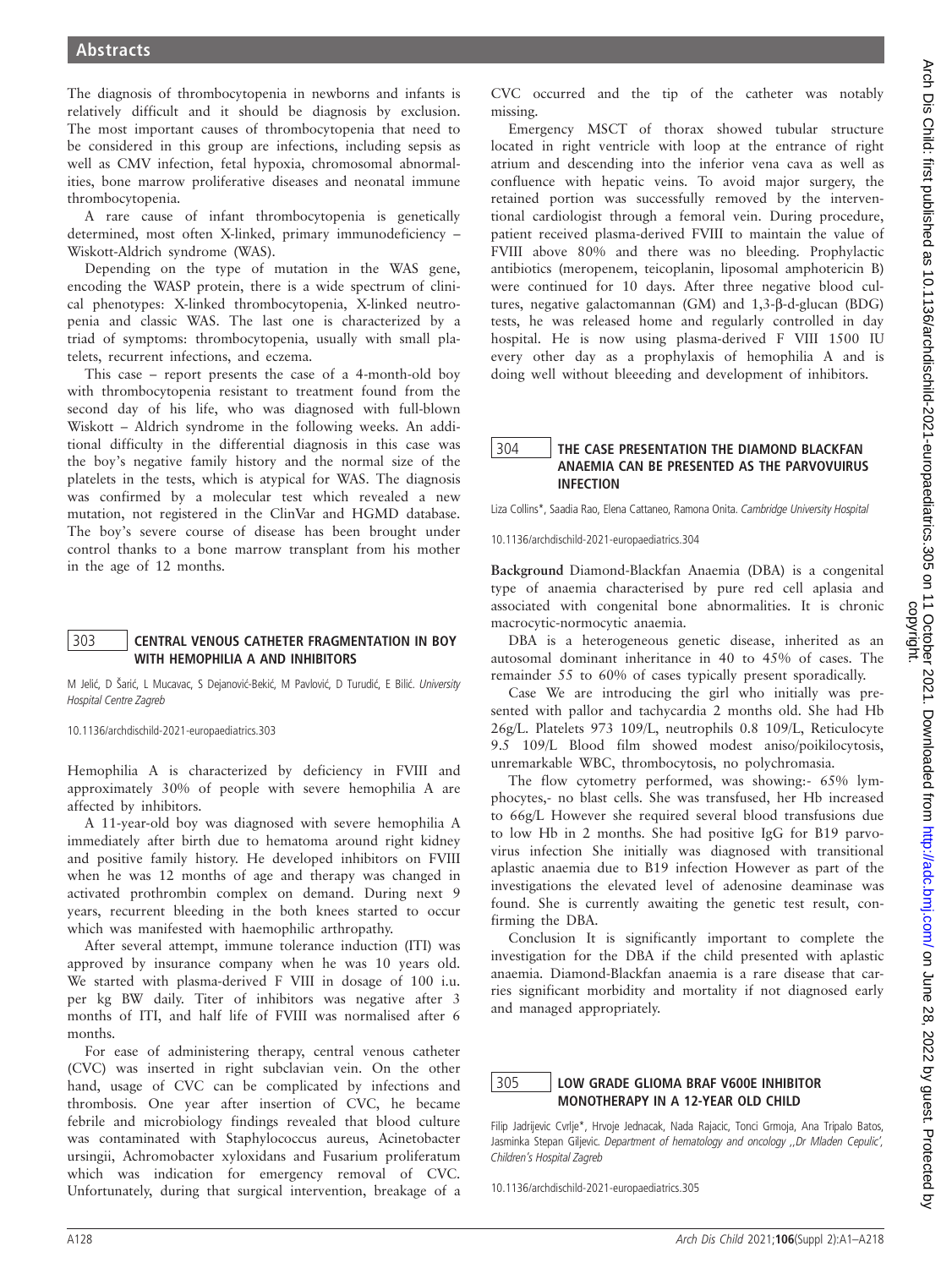The diagnosis of thrombocytopenia in newborns and infants is relatively difficult and it should be diagnosis by exclusion. The most important causes of thrombocytopenia that need to be considered in this group are infections, including sepsis as well as CMV infection, fetal hypoxia, chromosomal abnormalities, bone marrow proliferative diseases and neonatal immune thrombocytopenia.

A rare cause of infant thrombocytopenia is genetically determined, most often X-linked, primary immunodeficiency – Wiskott-Aldrich syndrome (WAS).

Depending on the type of mutation in the WAS gene, encoding the WASP protein, there is a wide spectrum of clinical phenotypes: X-linked thrombocytopenia, X-linked neutropenia and classic WAS. The last one is characterized by a triad of symptoms: thrombocytopenia, usually with small platelets, recurrent infections, and eczema.

This case – report presents the case of a 4-month-old boy with thrombocytopenia resistant to treatment found from the second day of his life, who was diagnosed with full-blown Wiskott – Aldrich syndrome in the following weeks. An additional difficulty in the differential diagnosis in this case was the boy's negative family history and the normal size of the platelets in the tests, which is atypical for WAS. The diagnosis was confirmed by a molecular test which revealed a new mutation, not registered in the ClinVar and HGMD database. The boy's severe course of disease has been brought under control thanks to a bone marrow transplant from his mother in the age of 12 months.

## 303 CENTRAL VENOUS CATHETER FRAGMENTATION IN BOY WITH HEMOPHILIA A AND INHIBITORS

M Jelić, D Šarić, L Mucavac, S Dejanović-Bekić, M Pavlović, D Turudić, E Bilić. *University Hospital Centre Zagreb*

10.1136/archdischild-2021-europaediatrics.303

Hemophilia A is characterized by deficiency in FVIII and approximately 30% of people with severe hemophilia A are affected by inhibitors.

A 11-year-old boy was diagnosed with severe hemophilia A immediately after birth due to hematoma around right kidney and positive family history. He developed inhibitors on FVIII when he was 12 months of age and therapy was changed in activated prothrombin complex on demand. During next 9 years, recurrent bleeding in the both knees started to occur which was manifested with haemophilic arthropathy.

After several attempt, immune tolerance induction (ITI) was approved by insurance company when he was 10 years old. We started with plasma-derived F VIII in dosage of 100 i.u. per kg BW daily. Titer of inhibitors was negative after 3 months of ITI, and half life of FVIII was normalised after 6 months.

For ease of administering therapy, central venous catheter (CVC) was inserted in right subclavian vein. On the other hand, usage of CVC can be complicated by infections and thrombosis. One year after insertion of CVC, he became febrile and microbiology findings revealed that blood culture was contaminated with Staphylococcus aureus, Acinetobacter ursingii, Achromobacter xyloxidans and Fusarium proliferatum which was indication for emergency removal of CVC. Unfortunately, during that surgical intervention, breakage of a CVC occurred and the tip of the catheter was notably missing.

Emergency MSCT of thorax showed tubular structure located in right ventricle with loop at the entrance of right atrium and descending into the inferior vena cava as well as confluence with hepatic veins. To avoid major surgery, the retained portion was successfully removed by the interventional cardiologist through a femoral vein. During procedure, patient received plasma-derived FVIII to maintain the value of FVIII above 80% and there was no bleeding. Prophylactic antibiotics (meropenem, teicoplanin, liposomal amphotericin B) were continued for 10 days. After three negative blood cultures, negative galactomannan (GM) and 1,3-β-d-glucan (BDG) tests, he was released home and regularly controlled in day hospital. He is now using plasma-derived F VIII 1500 IU every other day as a prophylaxis of hemophilia A and is doing well without bleeeding and development of inhibitors.

## 304 THE CASE PRESENTATION THE DIAMOND BLACKFAN ANAEMIA CAN BE PRESENTED AS THE PARVOVUIRUS INFECTION

Liza Collins*, Saadia Rao, Elena Cattaneo, Ramona Onita. *Cambridge University Hospital*

10.1136/archdischild-2021-europaediatrics.304

**Background** Diamond-Blackfan Anaemia (DBA) is a congenital type of anaemia characterised by pure red cell aplasia and associated with congenital bone abnormalities. It is chronic macrocytic-normocytic anaemia.

DBA is a heterogeneous genetic disease, inherited as an autosomal dominant inheritance in 40 to 45% of cases. The remainder 55 to 60% of cases typically present sporadically.

Case We are introducing the girl who initially was presented with pallor and tachycardia 2 months old. She had Hb 26g/L. Platelets 973 109/L, neutrophils 0.8 109/L, Reticulocyte 9.5 109/L Blood film showed modest aniso/poikilocytosis, unremarkable WBC, thrombocytosis, no polychromasia.

The flow cytometry performed, was showing:- 65% lymphocytes,- no blast cells. She was transfused, her Hb increased to 66g/L However she required several blood transfusions due to low Hb in 2 months. She had positive IgG for B19 parvovirus infection She initially was diagnosed with transitional aplastic anaemia due to B19 infection However as part of the investigations the elevated level of adenosine deaminase was found. She is currently awaiting the genetic test result, confirming the DBA.

Conclusion It is significantly important to complete the investigation for the DBA if the child presented with aplastic anaemia. Diamond-Blackfan anaemia is a rare disease that carries significant morbidity and mortality if not diagnosed early and managed appropriately.

## 305 LOW GRADE GLIOMA BRAF V600E INHIBITOR MONOTHERAPY IN A 12-YEAR OLD CHILD

Filip Jadrijevic Cvrlje*, Hrvoje Jednacak, Nada Rajacic, Tonci Grmoja, Ana Tripalo Batos, Jasminka Stepan Giljevic. *Department of hematology and oncology ,,Dr Mladen Cepulic', Children's Hospital Zagreb*

10.1136/archdischild-2021-europaediatrics.305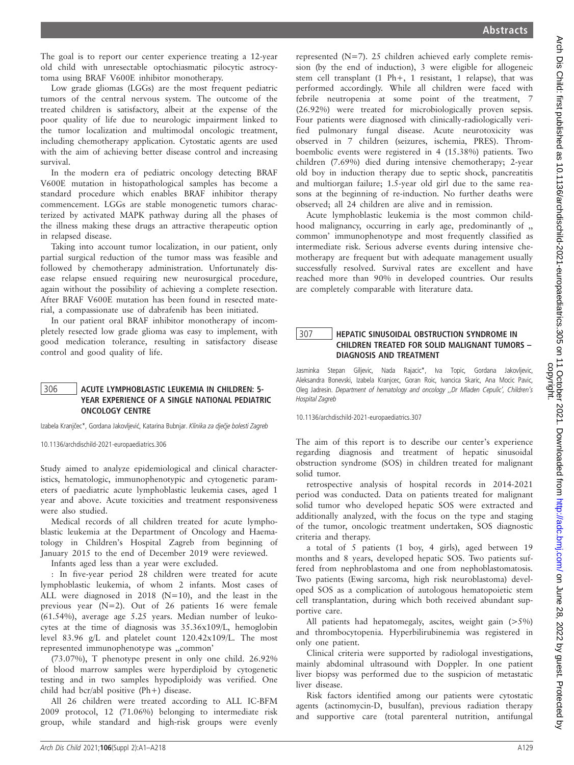The goal is to report our center experience treating a 12-year old child with unresectable optochiasmatic pilocytic astrocytoma using BRAF V600E inhibitor monotherapy.

Low grade gliomas (LGGs) are the most frequent pediatric tumors of the central nervous system. The outcome of the treated children is satisfactory, albeit at the expense of the poor quality of life due to neurologic impairment linked to the tumor localization and multimodal oncologic treatment, including chemotherapy application. Cytostatic agents are used with the aim of achieving better disease control and increasing survival.

In the modern era of pediatric oncology detecting BRAF V600E mutation in histopathological samples has become a standard procedure which enables BRAF inhibitor therapy commencement. LGGs are stable monogenetic tumors characterized by activated MAPK pathway during all the phases of the illness making these drugs an attractive therapeutic option in relapsed disease.

Taking into account tumor localization, in our patient, only partial surgical reduction of the tumor mass was feasible and followed by chemotherapy administration. Unfortunately disease relapse ensued requiring new neurosurgical procedure, again without the possibility of achieving a complete resection. After BRAF V600E mutation has been found in resected material, a compassionate use of dabrafenib has been initiated.

In our patient oral BRAF inhibitor monotherapy of incompletely resected low grade glioma was easy to implement, with good medication tolerance, resulting in satisfactory disease control and good quality of life.

## 306 ACUTE LYMPHOBLASTIC LEUKEMIA IN CHILDREN: 5-YEAR EXPERIENCE OF A SINGLE NATIONAL PEDIATRIC ONCOLOGY CENTRE

Izabela Kranjčec*, Gordana Jakovljević, Katarina Bubnjar. *Klinika za dječje bolesti Zagreb*

10.1136/archdischild-2021-europaediatrics.306

Study aimed to analyze epidemiological and clinical characteristics, hematologic, immunophenotypic and cytogenetic parameters of paediatric acute lymphoblastic leukemia cases, aged 1 year and above. Acute toxicities and treatment responsiveness were also studied.

Medical records of all children treated for acute lymphoblastic leukemia at the Department of Oncology and Haematology in Children's Hospital Zagreb from beginning of January 2015 to the end of December 2019 were reviewed.

Infants aged less than a year were excluded.

: In five-year period 28 children were treated for acute lymphoblastic leukemia, of whom 2 infants. Most cases of ALL were diagnosed in 2018 (N=10), and the least in the previous year (N=2). Out of 26 patients 16 were female (61.54%), average age 5.25 years. Median number of leukocytes at the time of diagnosis was 35.36x109/L, hemoglobin level 83.96 g/L and platelet count 120.42x109/L. The most represented immunophenotype was ,,common'

(73.07%), T phenotype present in only one child. 26.92% of blood marrow samples were hyperdiploid by cytogenetic testing and in two samples hypodiploidy was verified. One child had bcr/abl positive (Ph+) disease.

All 26 children were treated according to ALL IC-BFM 2009 protocol, 12 (71.06%) belonging to intermediate risk group, while standard and high-risk groups were evenly represented (N=7). 25 children achieved early complete remission (by the end of induction), 3 were eligible for allogeneic stem cell transplant (1 Ph+, 1 resistant, 1 relapse), that was performed accordingly. While all children were faced with febrile neutropenia at some point of the treatment, 7 (26.92%) were treated for microbiologically proven sepsis. Four patients were diagnosed with clinically-radiologically verified pulmonary fungal disease. Acute neurotoxicity was observed in 7 children (seizures, ischemia, PRES). Thromboembolic events were registered in 4 (15.38%) patients. Two children (7.69%) died during intensive chemotherapy; 2-year old boy in induction therapy due to septic shock, pancreatitis and multiorgan failure; 1.5-year old girl due to the same reasons at the beginning of re-induction. No further deaths were observed; all 24 children are alive and in remission.

Acute lymphoblastic leukemia is the most common childhood malignancy, occurring in early age, predominantly of ,, common' immunophenotype and most frequently classified as intermediate risk. Serious adverse events during intensive chemotherapy are frequent but with adequate management usually successfully resolved. Survival rates are excellent and have reached more than 90% in developed countries. Our results are completely comparable with literature data.

## 307 HEPATIC SINUSOIDAL OBSTRUCTION SYNDROME IN CHILDREN TREATED FOR SOLID MALIGNANT TUMORS – DIAGNOSIS AND TREATMENT

Jasminka Stepan Giljevic, Nada Rajacic*, Iva Topic, Gordana Jakovljevic, Aleksandra Bonevski, Izabela Kranjcec, Goran Roic, Ivancica Skaric, Ana Mocic Pavic, Oleg Jadresin. *Department of hematology and oncology ,,Dr Mladen Cepulic', Children's Hospital Zagreb*

10.1136/archdischild-2021-europaediatrics.307

The aim of this report is to describe our center's experience regarding diagnosis and treatment of hepatic sinusoidal obstruction syndrome (SOS) in children treated for malignant solid tumor.

retrospective analysis of hospital records in 2014-2021 period was conducted. Data on patients treated for malignant solid tumor who developed hepatic SOS were extracted and additionally analyzed, with the focus on the type and staging of the tumor, oncologic treatment undertaken, SOS diagnostic criteria and therapy.

a total of 5 patients (1 boy, 4 girls), aged between 19 months and 8 years, developed hepatic SOS. Two patients suffered from nephroblastoma and one from nephoblastomatosis. Two patients (Ewing sarcoma, high risk neuroblastoma) developed SOS as a complication of autologous hematopoietic stem cell transplantation, during which both received abundant supportive care.

All patients had hepatomegaly, ascites, weight gain (>5%) and thrombocytopenia. Hyperbilirubinemia was registered in only one patient.

Clinical criteria were supported by radiologal investigations, mainly abdominal ultrasound with Doppler. In one patient liver biopsy was performed due to the suspicion of metastatic liver disease.

Risk factors identified among our patients were cytostatic agents (actinomycin-D, busulfan), previous radiation therapy and supportive care (total parenteral nutrition, antifungal